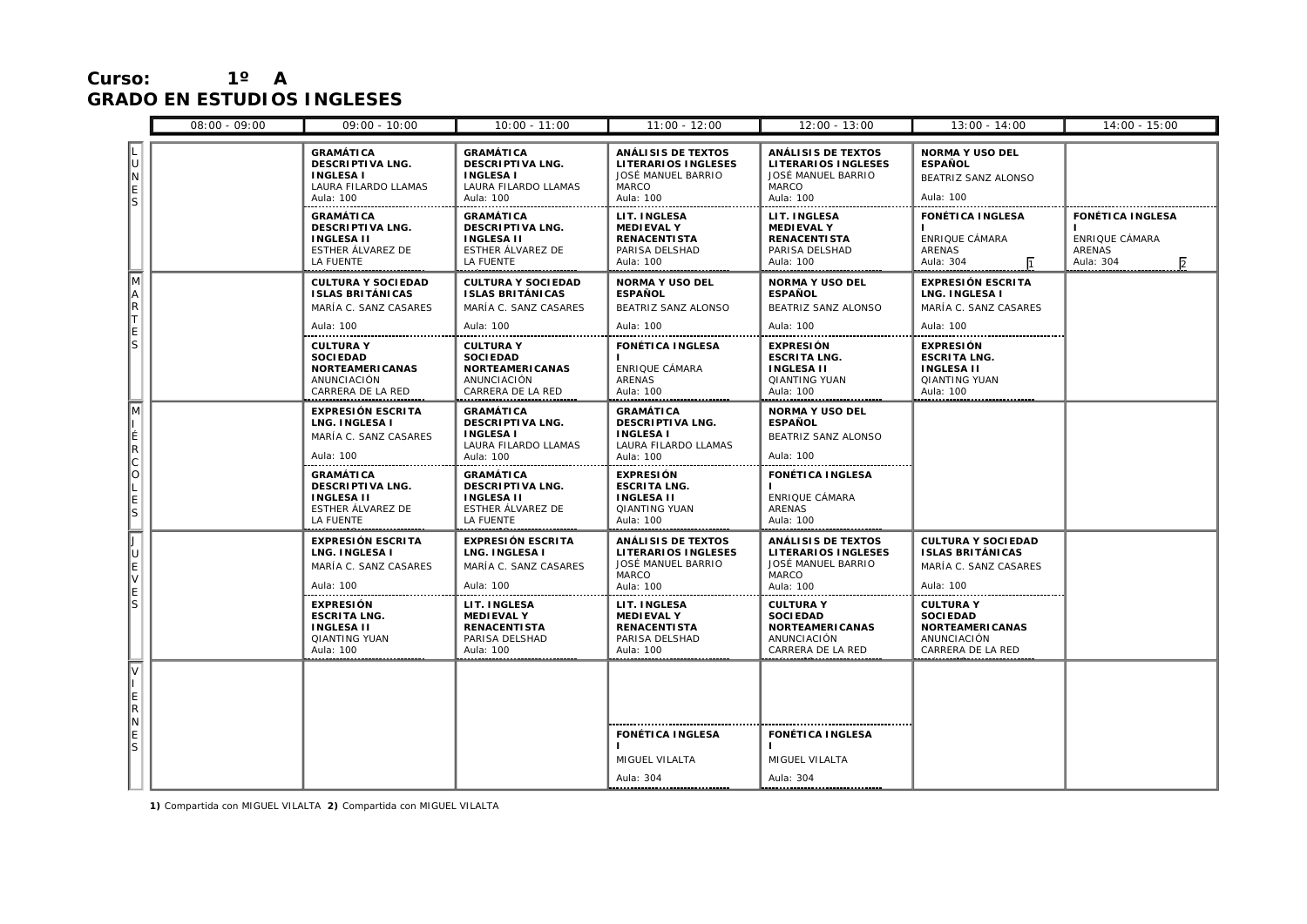**Curso: 1º A**
**GRADO EN ESTUDIOS INGLESES**

| | 08:00 - 09:00 | 09:00 - 10:00 | 10:00 - 11:00 | 11:00 - 12:00 | 12:00 - 13:00 | 13:00 - 14:00 | 14:00 - 15:00 |
|---|---|---|---|---|---|---|---|
| LUNES | | **GRAMÁTICA DESCRIPTIVA LNG. INGLESA I** LAURA FILARDO LLAMAS Aula: 100 | **GRAMÁTICA DESCRIPTIVA LNG. INGLESA I** LAURA FILARDO LLAMAS Aula: 100 | **ANÁLISIS DE TEXTOS LITERARIOS INGLESES** JOSÉ MANUEL BARRIO MARCO Aula: 100 | **ANÁLISIS DE TEXTOS LITERARIOS INGLESES** JOSÉ MANUEL BARRIO MARCO Aula: 100 | **NORMA Y USO DEL ESPAÑOL** BEATRIZ SANZ ALONSO Aula: 100 | |
| | | **GRAMÁTICA DESCRIPTIVA LNG. INGLESA II** ESTHER ÁLVAREZ DE LA FUENTE | **GRAMÁTICA DESCRIPTIVA LNG. INGLESA II** ESTHER ÁLVAREZ DE LA FUENTE | **LIT. INGLESA MEDIEVAL Y RENACENTISTA** PARISA DELSHAD Aula: 100 | **LIT. INGLESA MEDIEVAL Y RENACENTISTA** PARISA DELSHAD Aula: 100 | **FONÉTICA INGLESA I** ENRIQUE CÁMARA ARENAS Aula: 304 [1] | **FONÉTICA INGLESA I** ENRIQUE CÁMARA ARENAS Aula: 304 [2] |
| MARTES | | **CULTURA Y SOCIEDAD ISLAS BRITÁNICAS** MARÍA C. SANZ CASARES Aula: 100 | **CULTURA Y SOCIEDAD ISLAS BRITÁNICAS** MARÍA C. SANZ CASARES Aula: 100 | **NORMA Y USO DEL ESPAÑOL** BEATRIZ SANZ ALONSO Aula: 100 | **NORMA Y USO DEL ESPAÑOL** BEATRIZ SANZ ALONSO Aula: 100 | **EXPRESIÓN ESCRITA LNG. INGLESA I** MARÍA C. SANZ CASARES Aula: 100 | |
| | | **CULTURA Y SOCIEDAD NORTEAMERICANAS** ANUNCIACIÓN CARRERA DE LA RED | **CULTURA Y SOCIEDAD NORTEAMERICANAS** ANUNCIACIÓN CARRERA DE LA RED | **FONÉTICA INGLESA I** ENRIQUE CÁMARA ARENAS Aula: 100 | **EXPRESIÓN ESCRITA LNG. INGLESA II** QIANTING YUAN Aula: 100 | **EXPRESIÓN ESCRITA LNG. INGLESA II** QIANTING YUAN Aula: 100 | |
| MIÉRCOLES | | **EXPRESIÓN ESCRITA LNG. INGLESA I** MARÍA C. SANZ CASARES Aula: 100 | **GRAMÁTICA DESCRIPTIVA LNG. INGLESA I** LAURA FILARDO LLAMAS Aula: 100 | **GRAMÁTICA DESCRIPTIVA LNG. INGLESA I** LAURA FILARDO LLAMAS Aula: 100 | **NORMA Y USO DEL ESPAÑOL** BEATRIZ SANZ ALONSO Aula: 100 | | |
| | | **GRAMÁTICA DESCRIPTIVA LNG. INGLESA II** ESTHER ÁLVAREZ DE LA FUENTE | **GRAMÁTICA DESCRIPTIVA LNG. INGLESA II** ESTHER ÁLVAREZ DE LA FUENTE | **EXPRESIÓN ESCRITA LNG. INGLESA II** QIANTING YUAN Aula: 100 | **FONÉTICA INGLESA I** ENRIQUE CÁMARA ARENAS Aula: 100 | | |
| JUEVES | | **EXPRESIÓN ESCRITA LNG. INGLESA I** MARÍA C. SANZ CASARES Aula: 100 | **EXPRESIÓN ESCRITA LNG. INGLESA I** MARÍA C. SANZ CASARES Aula: 100 | **ANÁLISIS DE TEXTOS LITERARIOS INGLESES** JOSÉ MANUEL BARRIO MARCO Aula: 100 | **ANÁLISIS DE TEXTOS LITERARIOS INGLESES** JOSÉ MANUEL BARRIO MARCO Aula: 100 | **CULTURA Y SOCIEDAD ISLAS BRITÁNICAS** MARÍA C. SANZ CASARES Aula: 100 | |
| | | **EXPRESIÓN ESCRITA LNG. INGLESA II** QIANTING YUAN Aula: 100 | **LIT. INGLESA MEDIEVAL Y RENACENTISTA** PARISA DELSHAD Aula: 100 | **LIT. INGLESA MEDIEVAL Y RENACENTISTA** PARISA DELSHAD Aula: 100 | **CULTURA Y SOCIEDAD NORTEAMERICANAS** ANUNCIACIÓN CARRERA DE LA RED | **CULTURA Y SOCIEDAD NORTEAMERICANAS** ANUNCIACIÓN CARRERA DE LA RED | |
| VIERNES | | | | | | | |
| | | | | **FONÉTICA INGLESA I** MIGUEL VILALTA Aula: 304 | **FONÉTICA INGLESA I** MIGUEL VILALTA Aula: 304 | | |

**1)** Compartida con MIGUEL VILALTA **2)** Compartida con MIGUEL VILALTA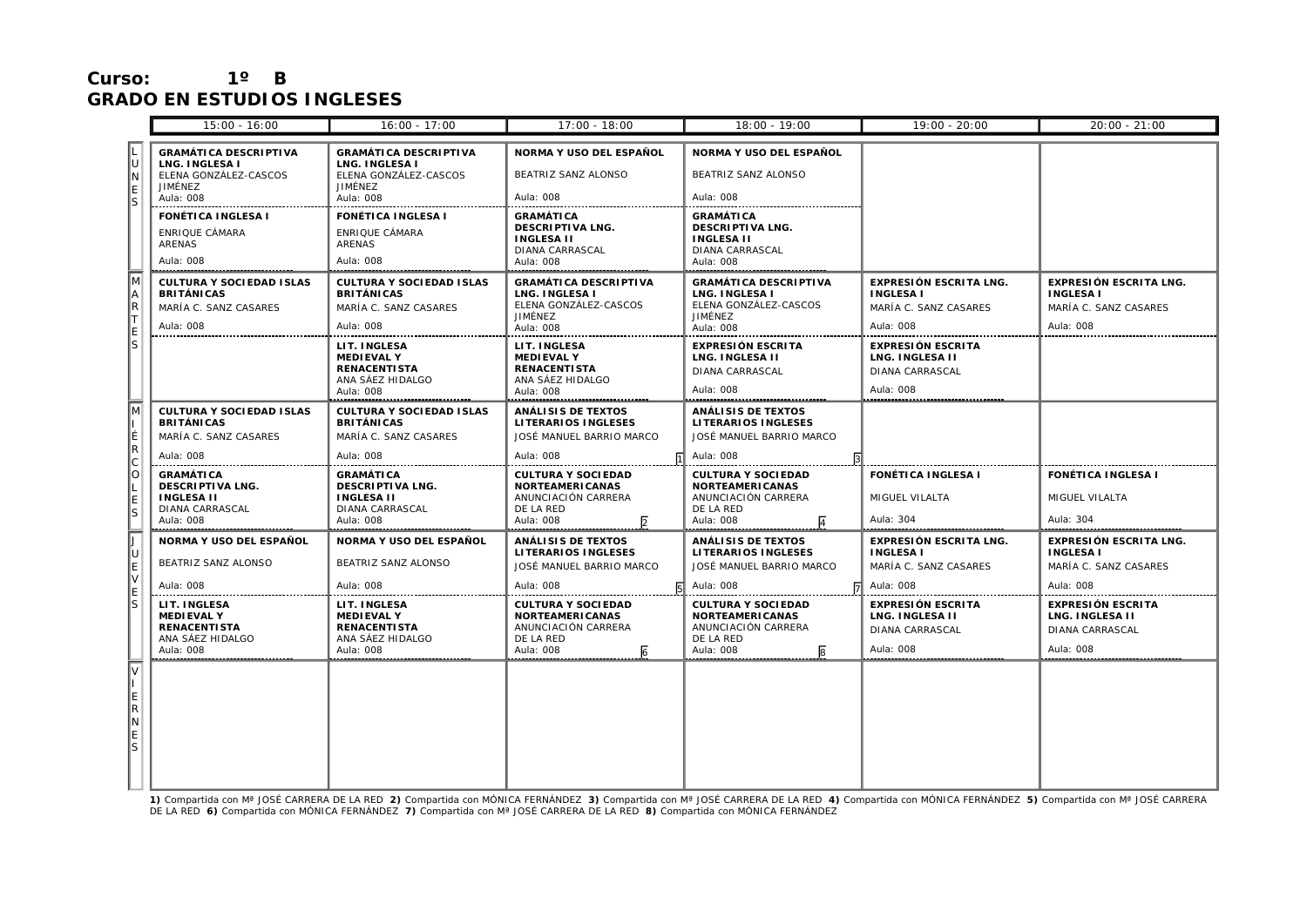**Curso: 1º B**
**GRADO EN ESTUDIOS INGLESES**

| | 15:00 - 16:00 | 16:00 - 17:00 | 17:00 - 18:00 | 18:00 - 19:00 | 19:00 - 20:00 | 20:00 - 21:00 |
|---|---|---|---|---|---|---|
| LUNES | **GRAMÁTICA DESCRIPTIVA LNG. INGLESA I** ELENA GONZÁLEZ-CASCOS JIMÉNEZ Aula: 008 | **GRAMÁTICA DESCRIPTIVA LNG. INGLESA I** ELENA GONZÁLEZ-CASCOS JIMÉNEZ Aula: 008 | **NORMA Y USO DEL ESPAÑOL** BEATRIZ SANZ ALONSO Aula: 008 | **NORMA Y USO DEL ESPAÑOL** BEATRIZ SANZ ALONSO Aula: 008 | | |
| | **FONÉTICA INGLESA I** ENRIQUE CÁMARA ARENAS Aula: 008 | **FONÉTICA INGLESA I** ENRIQUE CÁMARA ARENAS Aula: 008 | **GRAMÁTICA DESCRIPTIVA LNG. INGLESA II** DIANA CARRASCAL Aula: 008 | **GRAMÁTICA DESCRIPTIVA LNG. INGLESA II** DIANA CARRASCAL Aula: 008 | | |
| MARTES | **CULTURA Y SOCIEDAD ISLAS BRITÁNICAS** MARÍA C. SANZ CASARES Aula: 008 | **CULTURA Y SOCIEDAD ISLAS BRITÁNICAS** MARÍA C. SANZ CASARES Aula: 008 | **GRAMÁTICA DESCRIPTIVA LNG. INGLESA I** ELENA GONZÁLEZ-CASCOS JIMÉNEZ Aula: 008 | **GRAMÁTICA DESCRIPTIVA LNG. INGLESA I** ELENA GONZÁLEZ-CASCOS JIMÉNEZ Aula: 008 | **EXPRESIÓN ESCRITA LNG. INGLESA I** MARÍA C. SANZ CASARES Aula: 008 | **EXPRESIÓN ESCRITA LNG. INGLESA I** MARÍA C. SANZ CASARES Aula: 008 |
| | | **LIT. INGLESA MEDIEVAL Y RENACENTISTA** ANA SÁEZ HIDALGO Aula: 008 | **LIT. INGLESA MEDIEVAL Y RENACENTISTA** ANA SÁEZ HIDALGO Aula: 008 | **EXPRESIÓN ESCRITA LNG. INGLESA II** DIANA CARRASCAL Aula: 008 | **EXPRESIÓN ESCRITA LNG. INGLESA II** DIANA CARRASCAL Aula: 008 | |
| MIÉRCOLES | **CULTURA Y SOCIEDAD ISLAS BRITÁNICAS** MARÍA C. SANZ CASARES Aula: 008 | **CULTURA Y SOCIEDAD ISLAS BRITÁNICAS** MARÍA C. SANZ CASARES Aula: 008 | **ANÁLISIS DE TEXTOS LITERARIOS INGLESES** JOSÉ MANUEL BARRIO MARCO Aula: 008 [1] | **ANÁLISIS DE TEXTOS LITERARIOS INGLESES** JOSÉ MANUEL BARRIO MARCO Aula: 008 [3] | | |
| | **GRAMÁTICA DESCRIPTIVA LNG. INGLESA II** DIANA CARRASCAL Aula: 008 | **GRAMÁTICA DESCRIPTIVA LNG. INGLESA II** DIANA CARRASCAL Aula: 008 | **CULTURA Y SOCIEDAD NORTEAMERICANAS** ANUNCIACIÓN CARRERA DE LA RED Aula: 008 [2] | **CULTURA Y SOCIEDAD NORTEAMERICANAS** ANUNCIACIÓN CARRERA DE LA RED Aula: 008 [4] | **FONÉTICA INGLESA I** MIGUEL VILALTA Aula: 304 | **FONÉTICA INGLESA I** MIGUEL VILALTA Aula: 304 |
| JUEVES | **NORMA Y USO DEL ESPAÑOL** BEATRIZ SANZ ALONSO Aula: 008 | **NORMA Y USO DEL ESPAÑOL** BEATRIZ SANZ ALONSO Aula: 008 | **ANÁLISIS DE TEXTOS LITERARIOS INGLESES** JOSÉ MANUEL BARRIO MARCO Aula: 008 [5] | **ANÁLISIS DE TEXTOS LITERARIOS INGLESES** JOSÉ MANUEL BARRIO MARCO Aula: 008 [7] | **EXPRESIÓN ESCRITA LNG. INGLESA I** MARÍA C. SANZ CASARES Aula: 008 | **EXPRESIÓN ESCRITA LNG. INGLESA I** MARÍA C. SANZ CASARES Aula: 008 |
| | **LIT. INGLESA MEDIEVAL Y RENACENTISTA** ANA SÁEZ HIDALGO Aula: 008 | **LIT. INGLESA MEDIEVAL Y RENACENTISTA** ANA SÁEZ HIDALGO Aula: 008 | **CULTURA Y SOCIEDAD NORTEAMERICANAS** ANUNCIACIÓN CARRERA DE LA RED Aula: 008 [6] | **CULTURA Y SOCIEDAD NORTEAMERICANAS** ANUNCIACIÓN CARRERA DE LA RED Aula: 008 [8] | **EXPRESIÓN ESCRITA LNG. INGLESA II** DIANA CARRASCAL Aula: 008 | **EXPRESIÓN ESCRITA LNG. INGLESA II** DIANA CARRASCAL Aula: 008 |
| VIERNES | | | | | | |

**1)** Compartida con Mª JOSÉ CARRERA DE LA RED **2)** Compartida con MÓNICA FERNÁNDEZ **3)** Compartida con Mª JOSÉ CARRERA DE LA RED **4)** Compartida con MÓNICA FERNÁNDEZ **5)** Compartida con Mª JOSÉ CARRERA DE LA RED **6)** Compartida con MÓNICA FERNÁNDEZ **7)** Compartida con Mª JOSÉ CARRERA DE LA RED **8)** Compartida con MÓNICA FERNÁNDEZ